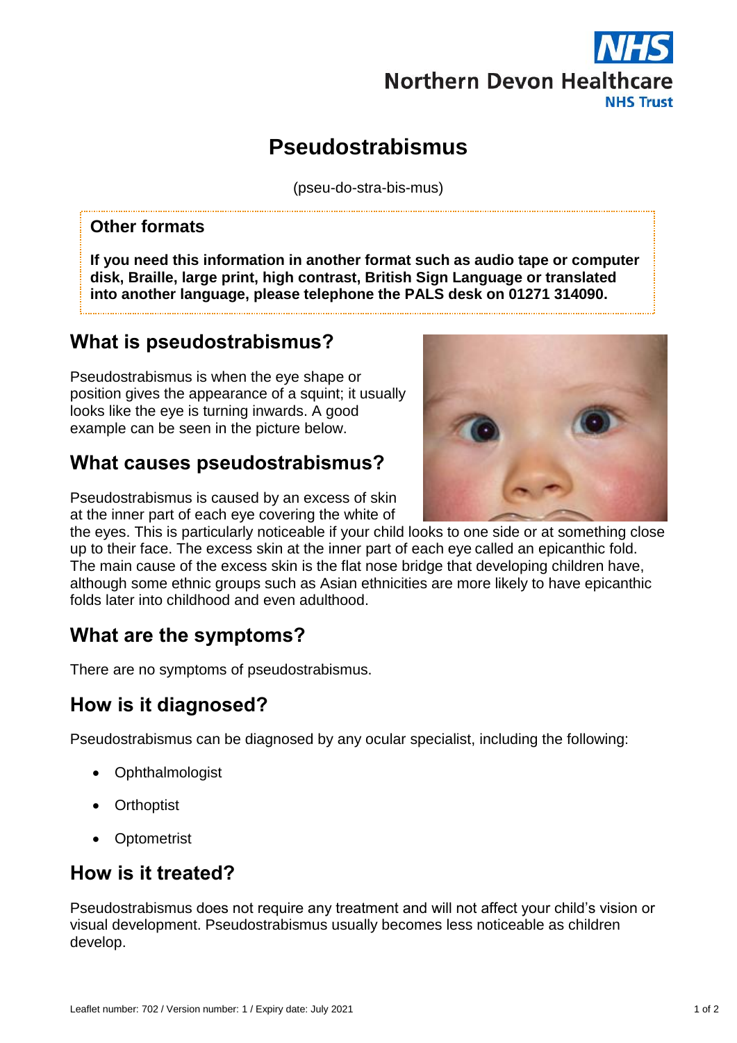Northern Devon Healthcare NHS Trust

# Pseudostrabismus

(pseu-do-stra-bis-mus)

**Other formats**

**If you need this information in another format such as audio tape or computer disk, Braille, large print, high contrast, British Sign Language or translated into another language, please telephone the PALS desk on 01271 314090.**

## What is pseudostrabismus?

Pseudostrabismus is when the eye shape or position gives the appearance of a squint; it usually looks like the eye is turning inwards. A good example can be seen in the picture below.

## What causes pseudostrabismus?

Pseudostrabismus is caused by an excess of skin at the inner part of each eye covering the white of the eyes. This is particularly noticeable if your child looks to one side or at something close up to their face. The excess skin at the inner part of each eye called an epicanthic fold. The main cause of the excess skin is the flat nose bridge that developing children have, although some ethnic groups such as Asian ethnicities are more likely to have epicanthic folds later into childhood and even adulthood.

## What are the symptoms?

There are no symptoms of pseudostrabismus.

## How is it diagnosed?

Pseudostrabismus can be diagnosed by any ocular specialist, including the following:

- Ophthalmologist
- Orthoptist
- Optometrist

## How is it treated?

Pseudostrabismus does not require any treatment and will not affect your child's vision or visual development. Pseudostrabismus usually becomes less noticeable as children develop.

Leaflet number: 702 / Version number: 1 / Expiry date: July 2021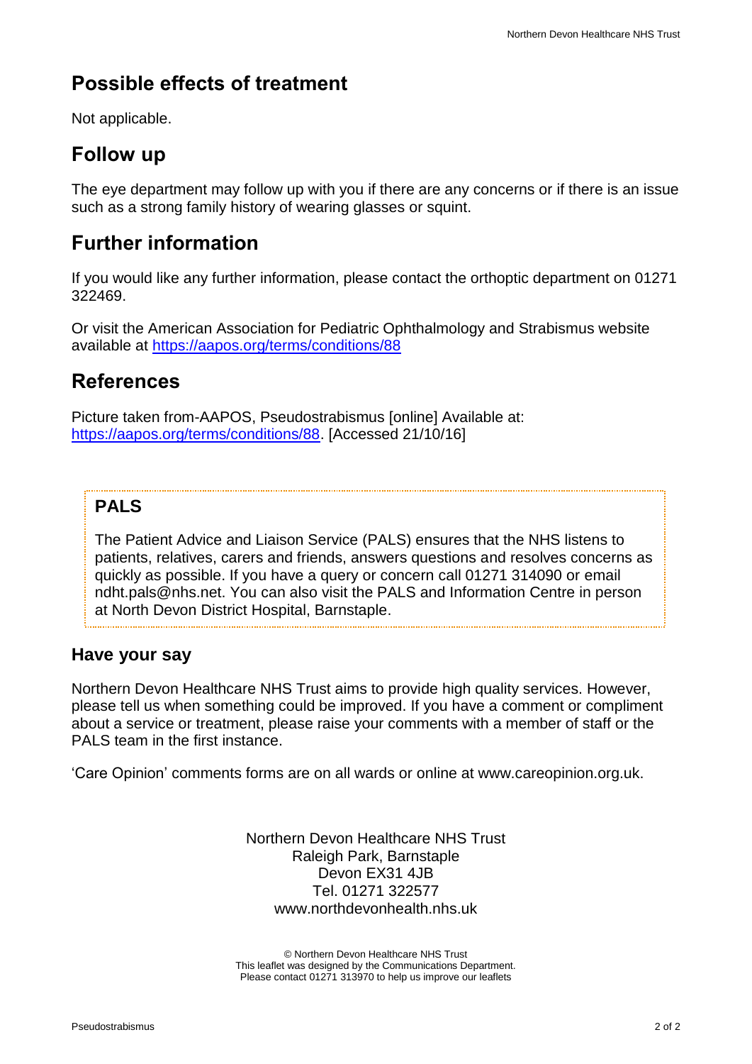## Possible effects of treatment

Not applicable.

## Follow up

The eye department may follow up with you if there are any concerns or if there is an issue such as a strong family history of wearing glasses or squint.

## Further information

If you would like any further information, please contact the orthoptic department on 01271 322469.

Or visit the American Association for Pediatric Ophthalmology and Strabismus website available at [https://aapos.org/terms/conditions/88](https://aapos.org/terms/conditions/88)

## References

Picture taken from-AAPOS, Pseudostrabismus [online] Available at: [https://aapos.org/terms/conditions/88](https://aapos.org/terms/conditions/88). [Accessed 21/10/16]

### PALS

The Patient Advice and Liaison Service (PALS) ensures that the NHS listens to patients, relatives, carers and friends, answers questions and resolves concerns as quickly as possible. If you have a query or concern call 01271 314090 or email ndht.pals@nhs.net. You can also visit the PALS and Information Centre in person at North Devon District Hospital, Barnstaple.

### Have your say

Northern Devon Healthcare NHS Trust aims to provide high quality services. However, please tell us when something could be improved. If you have a comment or compliment about a service or treatment, please raise your comments with a member of staff or the PALS team in the first instance.

'Care Opinion' comments forms are on all wards or online at www.careopinion.org.uk.

Northern Devon Healthcare NHS Trust
Raleigh Park, Barnstaple
Devon EX31 4JB
Tel. 01271 322577
www.northdevonhealth.nhs.uk

© Northern Devon Healthcare NHS Trust
This leaflet was designed by the Communications Department.
Please contact 01271 313970 to help us improve our leaflets